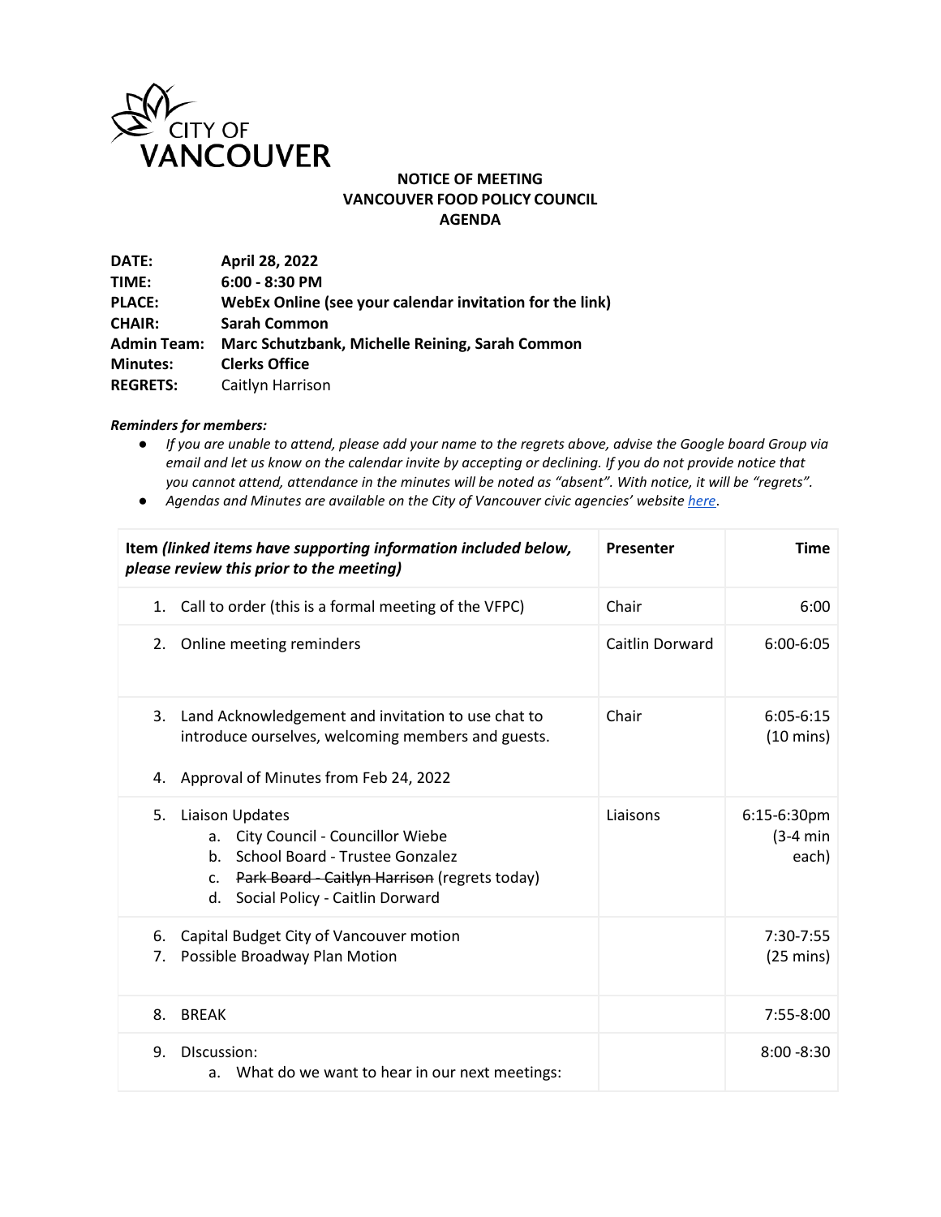CITY OF VANCOUVER

**NOTICE OF MEETING**
**VANCOUVER FOOD POLICY COUNCIL**
**AGENDA**

**DATE:** **April 28, 2022**
**TIME:** **6:00 - 8:30 PM**
**PLACE:** **WebEx Online (see your calendar invitation for the link)**
**CHAIR:** **Sarah Common**
**Admin Team:** **Marc Schutzbank, Michelle Reining, Sarah Common**
**Minutes:** **Clerks Office**
**REGRETS:** Caitlyn Harrison

***Reminders for members:***

- *If you are unable to attend, please add your name to the regrets above, advise the Google board Group via email and let us know on the calendar invite by accepting or declining. If you do not provide notice that you cannot attend, attendance in the minutes will be noted as "absent". With notice, it will be "regrets".*
- *Agendas and Minutes are available on the City of Vancouver civic agencies' website here.*

| Item *(linked items have supporting information included below, please review this prior to the meeting)* | Presenter | Time |
|---|---|---|
| 1. Call to order (this is a formal meeting of the VFPC) | Chair | 6:00 |
| 2. Online meeting reminders | Caitlin Dorward | 6:00-6:05 |
| 3. Land Acknowledgement and invitation to use chat to introduce ourselves, welcoming members and guests.<br><br>4. Approval of Minutes from Feb 24, 2022 | Chair | 6:05-6:15 (10 mins) |
| 5. Liaison Updates<br>a. City Council - Councillor Wiebe<br>b. School Board - Trustee Gonzalez<br>c. ~~Park Board - Caitlyn Harrison~~ (regrets today)<br>d. Social Policy - Caitlin Dorward | Liaisons | 6:15-6:30pm (3-4 min each) |
| 6. Capital Budget City of Vancouver motion<br>7. Possible Broadway Plan Motion | | 7:30-7:55 (25 mins) |
| 8. BREAK | | 7:55-8:00 |
| 9. DIscussion:<br>a. What do we want to hear in our next meetings: | | 8:00 -8:30 |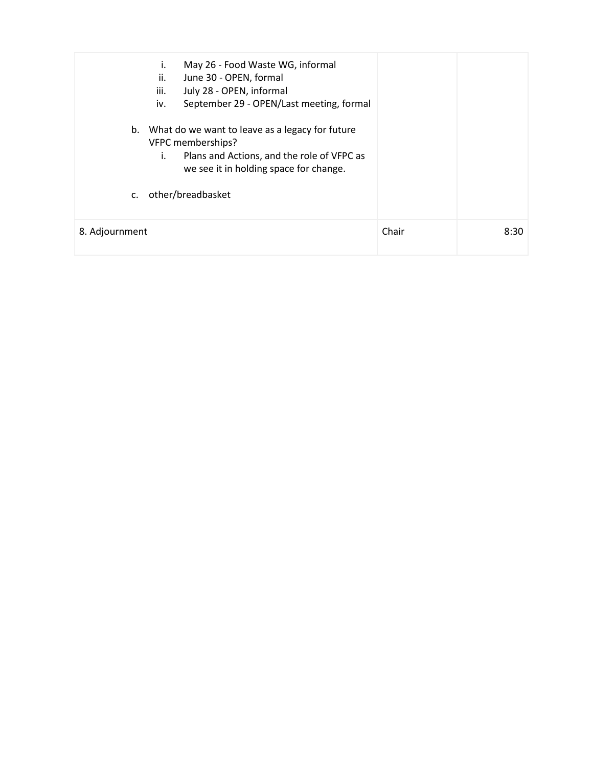| | | |
|---|---|---|
| i. May 26 - Food Waste WG, informal<br>ii. June 30 - OPEN, formal<br>iii. July 28 - OPEN, informal<br>iv. September 29 - OPEN/Last meeting, formal<br><br>b. What do we want to leave as a legacy for future VFPC memberships?<br>i. Plans and Actions, and the role of VFPC as we see it in holding space for change.<br><br>c. other/breadbasket | | |
| 8. Adjournment | Chair | 8:30 |